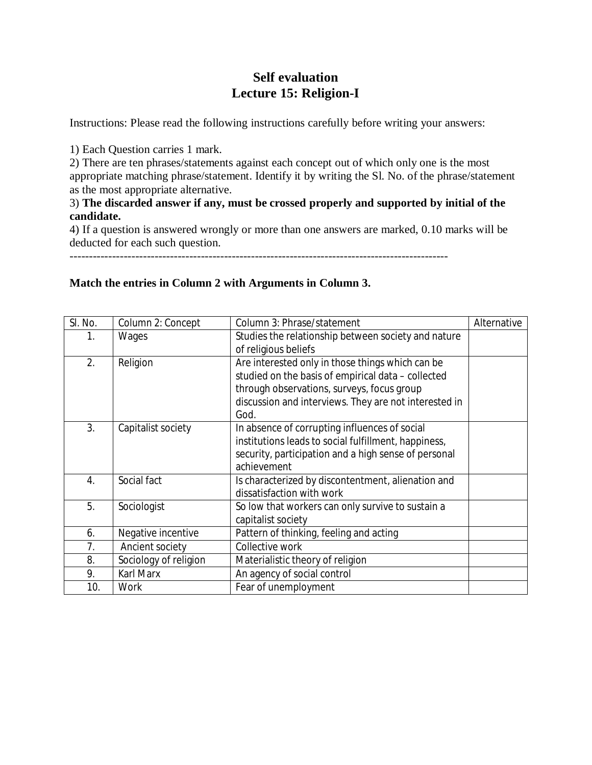# Self evaluation
# Lecture 15: Religion-I

Instructions: Please read the following instructions carefully before writing your answers:

1) Each Question carries 1 mark.
2) There are ten phrases/statements against each concept out of which only one is the most appropriate matching phrase/statement. Identify it by writing the Sl. No. of the phrase/statement as the most appropriate alternative.
3) **The discarded answer if any, must be crossed properly and supported by initial of the candidate.**
4) If a question is answered wrongly or more than one answers are marked, 0.10 marks will be deducted for each such question.

---

**Match the entries in Column 2 with Arguments in Column 3.**

| Sl. No. | Column 2: Concept | Column 3: Phrase/statement | Alternative |
|---|---|---|---|
| 1. | Wages | Studies the relationship between society and nature of religious beliefs | |
| 2. | Religion | Are interested only in those things which can be studied on the basis of empirical data – collected through observations, surveys, focus group discussion and interviews. They are not interested in God. | |
| 3. | Capitalist society | In absence of corrupting influences of social institutions leads to social fulfillment, happiness, security, participation and a high sense of personal achievement | |
| 4. | Social fact | Is characterized by discontentment, alienation and dissatisfaction with work | |
| 5. | Sociologist | So low that workers can only survive to sustain a capitalist society | |
| 6. | Negative incentive | Pattern of thinking, feeling and acting | |
| 7. | Ancient society | Collective work | |
| 8. | Sociology of religion | Materialistic theory of religion | |
| 9. | Karl Marx | An agency of social control | |
| 10. | Work | Fear of unemployment | |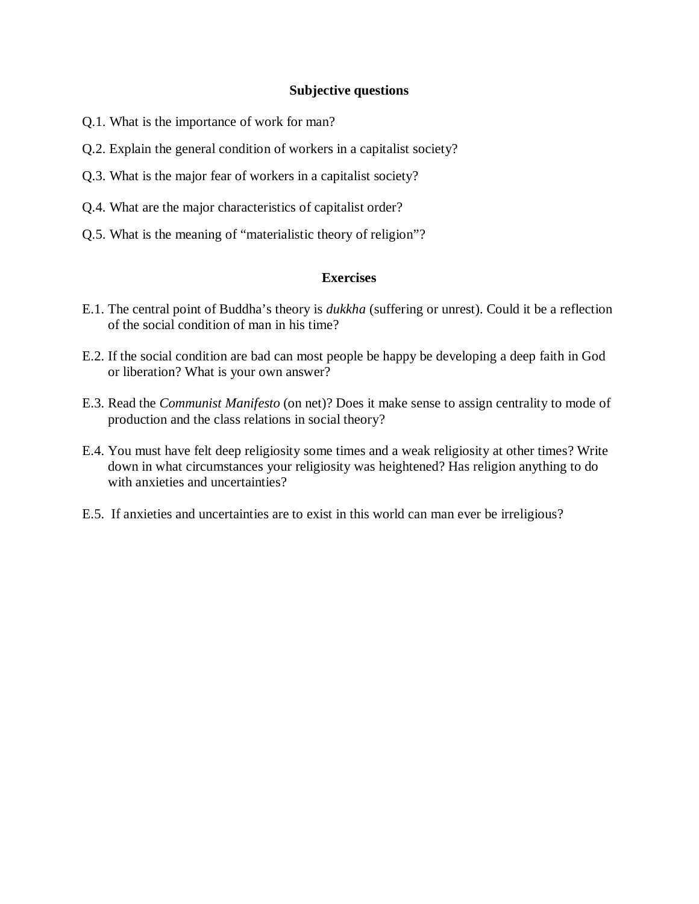## Subjective questions

Q.1. What is the importance of work for man?

Q.2. Explain the general condition of workers in a capitalist society?

Q.3. What is the major fear of workers in a capitalist society?

Q.4. What are the major characteristics of capitalist order?

Q.5. What is the meaning of "materialistic theory of religion"?

## Exercises

E.1. The central point of Buddha's theory is *dukkha* (suffering or unrest). Could it be a reflection of the social condition of man in his time?

E.2. If the social condition are bad can most people be happy be developing a deep faith in God or liberation? What is your own answer?

E.3. Read the *Communist Manifesto* (on net)? Does it make sense to assign centrality to mode of production and the class relations in social theory?

E.4. You must have felt deep religiosity some times and a weak religiosity at other times? Write down in what circumstances your religiosity was heightened? Has religion anything to do with anxieties and uncertainties?

E.5. If anxieties and uncertainties are to exist in this world can man ever be irreligious?